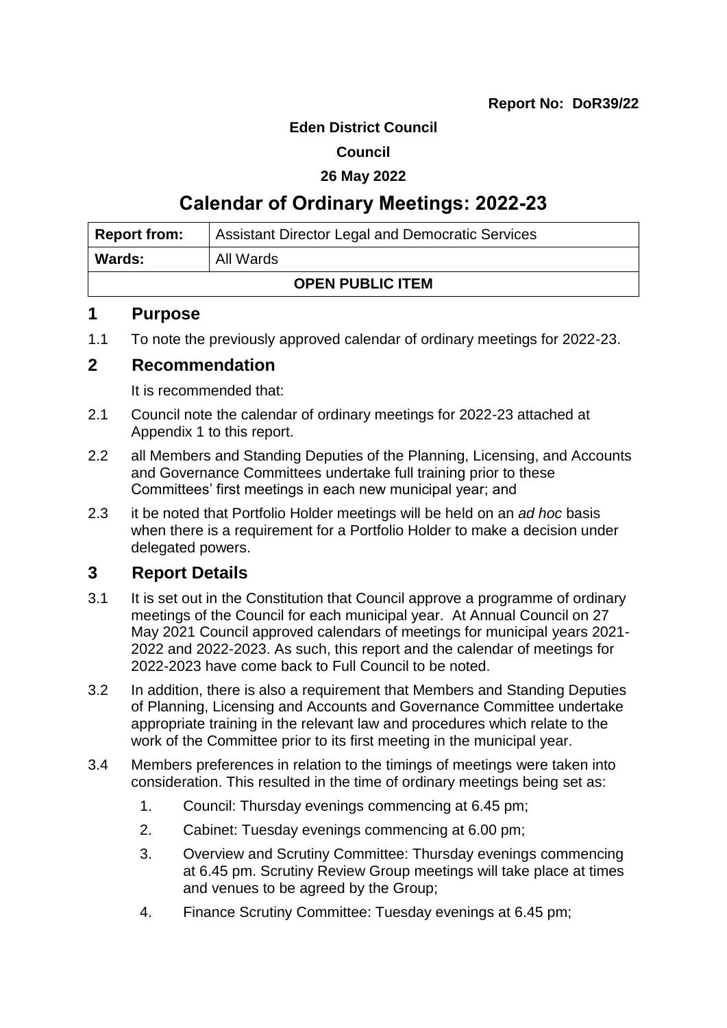**Report No: DoR39/22**

**Eden District Council**

**Council**

**26 May 2022**

# Calendar of Ordinary Meetings: 2022-23

| **Report from:** | Assistant Director Legal and Democratic Services |
|---|---|
| **Wards:** | All Wards |
| **OPEN PUBLIC ITEM** | |

## 1 Purpose

1.1 To note the previously approved calendar of ordinary meetings for 2022-23.

## 2 Recommendation

It is recommended that:

2.1 Council note the calendar of ordinary meetings for 2022-23 attached at Appendix 1 to this report.

2.2 all Members and Standing Deputies of the Planning, Licensing, and Accounts and Governance Committees undertake full training prior to these Committees' first meetings in each new municipal year; and

2.3 it be noted that Portfolio Holder meetings will be held on an *ad hoc* basis when there is a requirement for a Portfolio Holder to make a decision under delegated powers.

## 3 Report Details

3.1 It is set out in the Constitution that Council approve a programme of ordinary meetings of the Council for each municipal year. At Annual Council on 27 May 2021 Council approved calendars of meetings for municipal years 2021-2022 and 2022-2023. As such, this report and the calendar of meetings for 2022-2023 have come back to Full Council to be noted.

3.2 In addition, there is also a requirement that Members and Standing Deputies of Planning, Licensing and Accounts and Governance Committee undertake appropriate training in the relevant law and procedures which relate to the work of the Committee prior to its first meeting in the municipal year.

3.4 Members preferences in relation to the timings of meetings were taken into consideration. This resulted in the time of ordinary meetings being set as:

1. Council: Thursday evenings commencing at 6.45 pm;
2. Cabinet: Tuesday evenings commencing at 6.00 pm;
3. Overview and Scrutiny Committee: Thursday evenings commencing at 6.45 pm. Scrutiny Review Group meetings will take place at times and venues to be agreed by the Group;
4. Finance Scrutiny Committee: Tuesday evenings at 6.45 pm;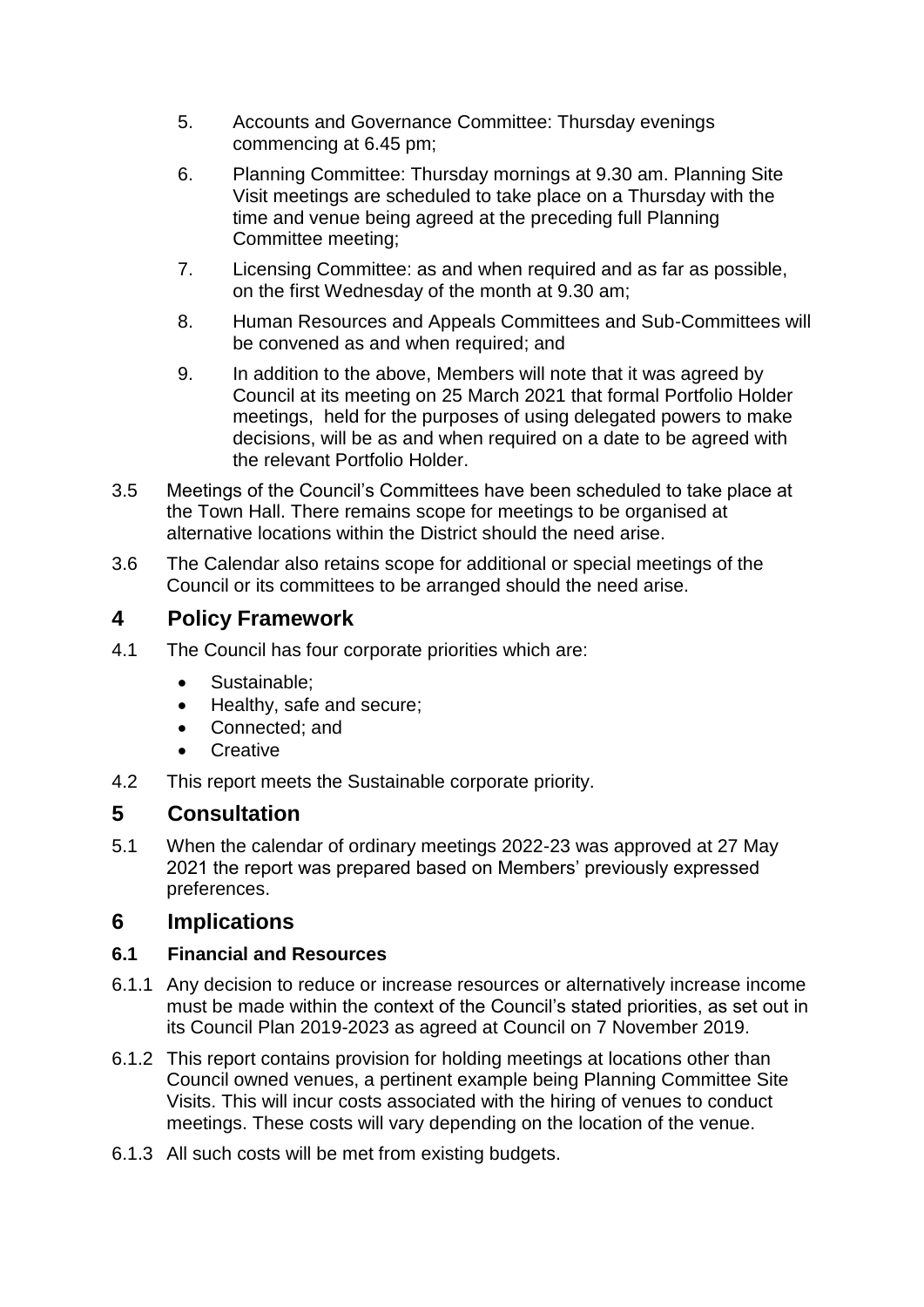5. Accounts and Governance Committee: Thursday evenings commencing at 6.45 pm;
6. Planning Committee: Thursday mornings at 9.30 am. Planning Site Visit meetings are scheduled to take place on a Thursday with the time and venue being agreed at the preceding full Planning Committee meeting;
7. Licensing Committee: as and when required and as far as possible, on the first Wednesday of the month at 9.30 am;
8. Human Resources and Appeals Committees and Sub-Committees will be convened as and when required; and
9. In addition to the above, Members will note that it was agreed by Council at its meeting on 25 March 2021 that formal Portfolio Holder meetings, held for the purposes of using delegated powers to make decisions, will be as and when required on a date to be agreed with the relevant Portfolio Holder.

3.5 Meetings of the Council's Committees have been scheduled to take place at the Town Hall. There remains scope for meetings to be organised at alternative locations within the District should the need arise.

3.6 The Calendar also retains scope for additional or special meetings of the Council or its committees to be arranged should the need arise.

## 4 Policy Framework

4.1 The Council has four corporate priorities which are:

- Sustainable;
- Healthy, safe and secure;
- Connected; and
- Creative

4.2 This report meets the Sustainable corporate priority.

## 5 Consultation

5.1 When the calendar of ordinary meetings 2022-23 was approved at 27 May 2021 the report was prepared based on Members' previously expressed preferences.

## 6 Implications

### 6.1 Financial and Resources

6.1.1 Any decision to reduce or increase resources or alternatively increase income must be made within the context of the Council's stated priorities, as set out in its Council Plan 2019-2023 as agreed at Council on 7 November 2019.

6.1.2 This report contains provision for holding meetings at locations other than Council owned venues, a pertinent example being Planning Committee Site Visits. This will incur costs associated with the hiring of venues to conduct meetings. These costs will vary depending on the location of the venue.

6.1.3 All such costs will be met from existing budgets.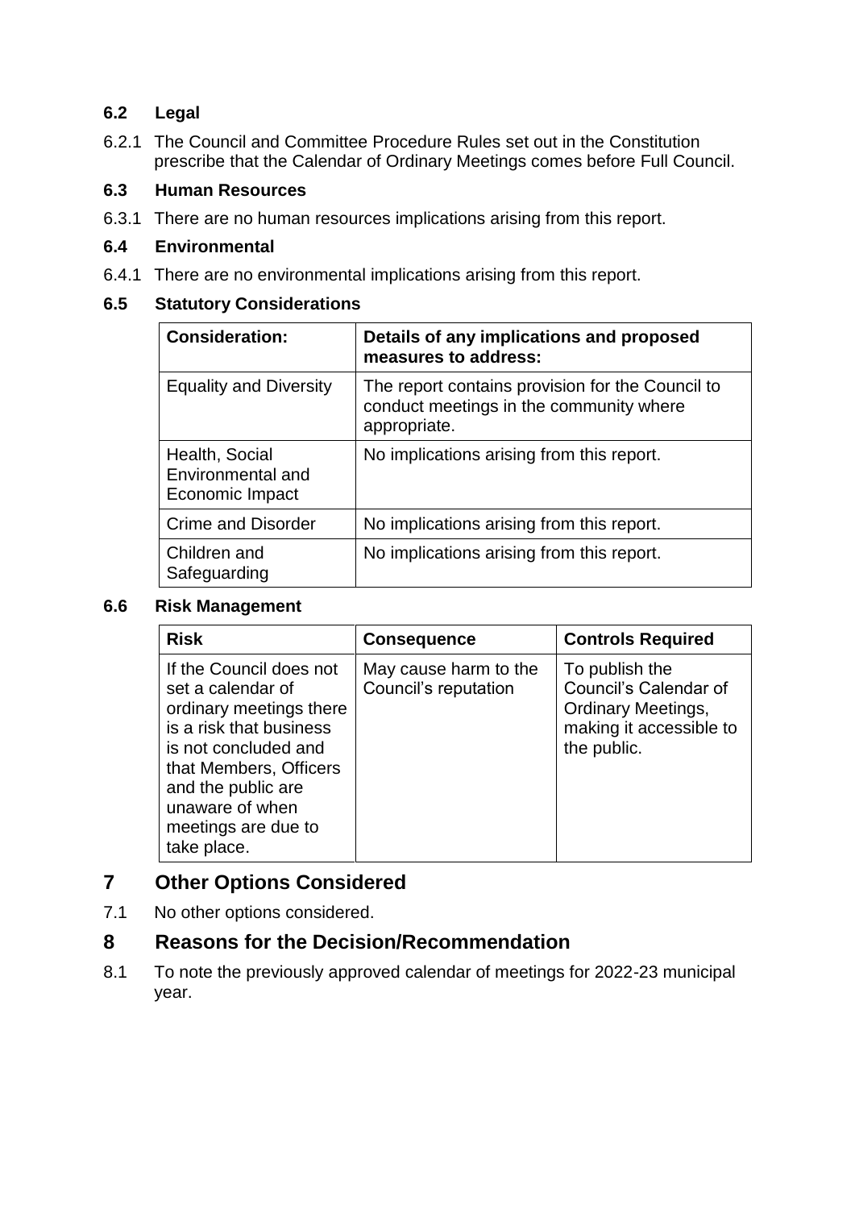### 6.2 Legal

6.2.1 The Council and Committee Procedure Rules set out in the Constitution prescribe that the Calendar of Ordinary Meetings comes before Full Council.

### 6.3 Human Resources

6.3.1 There are no human resources implications arising from this report.

### 6.4 Environmental

6.4.1 There are no environmental implications arising from this report.

### 6.5 Statutory Considerations

| Consideration: | Details of any implications and proposed measures to address: |
|---|---|
| Equality and Diversity | The report contains provision for the Council to conduct meetings in the community where appropriate. |
| Health, Social Environmental and Economic Impact | No implications arising from this report. |
| Crime and Disorder | No implications arising from this report. |
| Children and Safeguarding | No implications arising from this report. |

### 6.6 Risk Management

| Risk | Consequence | Controls Required |
|---|---|---|
| If the Council does not set a calendar of ordinary meetings there is a risk that business is not concluded and that Members, Officers and the public are unaware of when meetings are due to take place. | May cause harm to the Council's reputation | To publish the Council's Calendar of Ordinary Meetings, making it accessible to the public. |

## 7 Other Options Considered

7.1 No other options considered.

## 8 Reasons for the Decision/Recommendation

8.1 To note the previously approved calendar of meetings for 2022-23 municipal year.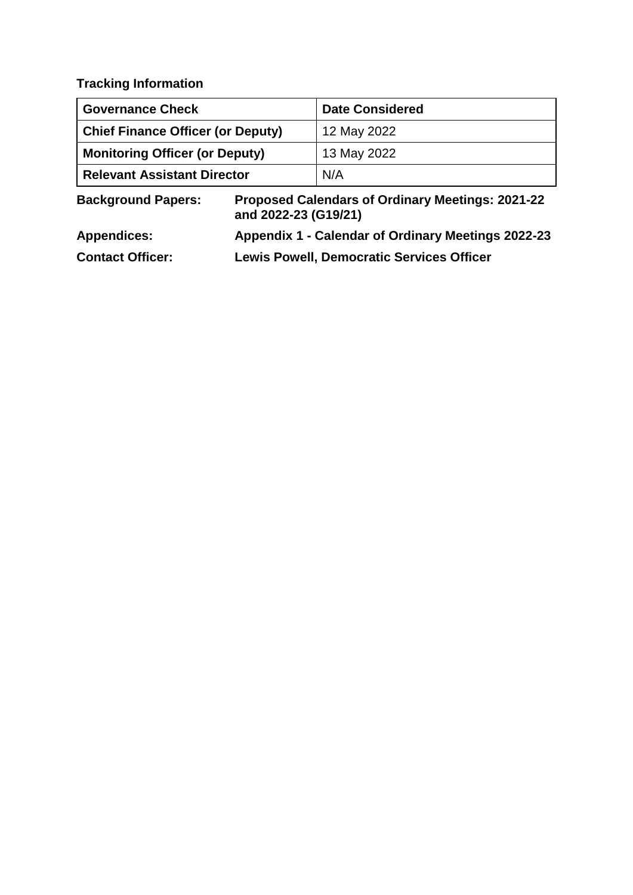**Tracking Information**

| Governance Check | Date Considered |
|---|---|
| **Chief Finance Officer (or Deputy)** | 12 May 2022 |
| **Monitoring Officer (or Deputy)** | 13 May 2022 |
| **Relevant Assistant Director** | N/A |

**Background Papers:** **Proposed Calendars of Ordinary Meetings: 2021-22 and 2022-23 (G19/21)**

**Appendices:** **Appendix 1 - Calendar of Ordinary Meetings 2022-23**

**Contact Officer:** **Lewis Powell, Democratic Services Officer**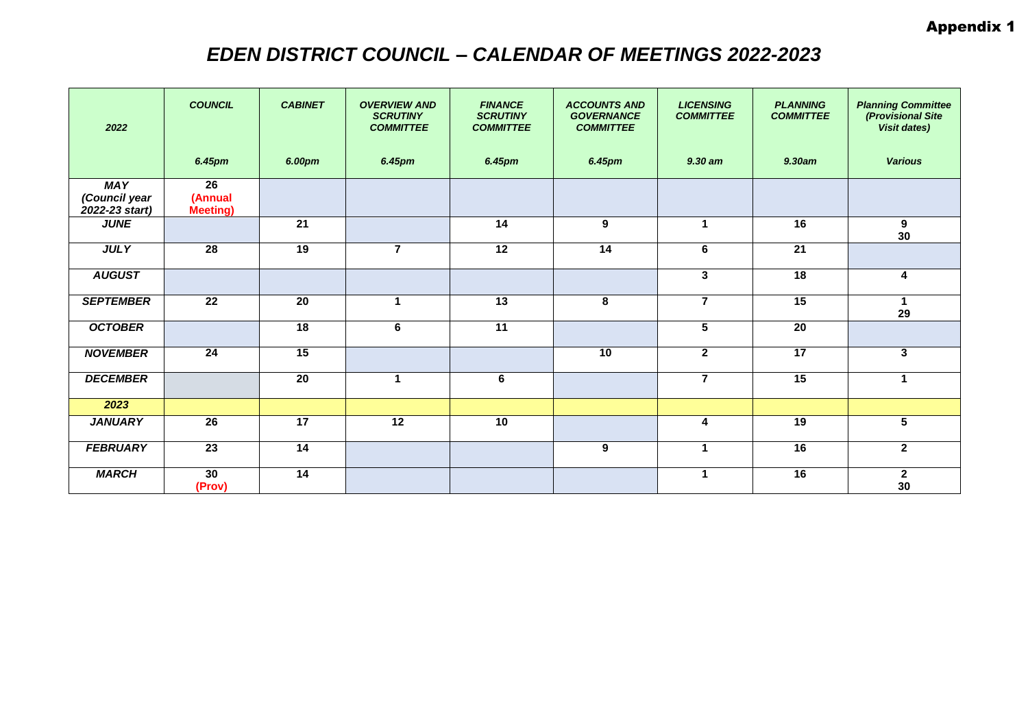Appendix 1

# *EDEN DISTRICT COUNCIL – CALENDAR OF MEETINGS 2022-2023*

| *2022* | *COUNCIL* *6.45pm* | *CABINET* *6.00pm* | *OVERVIEW AND SCRUTINY COMMITTEE* *6.45pm* | *FINANCE SCRUTINY COMMITTEE* *6.45pm* | *ACCOUNTS AND GOVERNANCE COMMITTEE* *6.45pm* | *LICENSING COMMITTEE* *9.30 am* | *PLANNING COMMITTEE* *9.30am* | *Planning Committee (Provisional Site Visit dates)* *Various* |
|---|---|---|---|---|---|---|---|---|
| ***MAY*** *(Council year 2022-23 start)* | **26 (Annual Meeting)** | | | | | | | |
| ***JUNE*** | | **21** | | **14** | **9** | **1** | **16** | **9** **30** |
| ***JULY*** | **28** | **19** | **7** | **12** | **14** | **6** | **21** | |
| ***AUGUST*** | | | | | | **3** | **18** | **4** |
| ***SEPTEMBER*** | **22** | **20** | **1** | **13** | **8** | **7** | **15** | **1** **29** |
| ***OCTOBER*** | | **18** | **6** | **11** | | **5** | **20** | |
| ***NOVEMBER*** | **24** | **15** | | | **10** | **2** | **17** | **3** |
| ***DECEMBER*** | | **20** | **1** | **6** | | **7** | **15** | **1** |
| ***2023*** | | | | | | | | |
| ***JANUARY*** | **26** | **17** | **12** | **10** | | **4** | **19** | **5** |
| ***FEBRUARY*** | **23** | **14** | | | **9** | **1** | **16** | **2** |
| ***MARCH*** | **30 (Prov)** | **14** | | | | **1** | **16** | **2** **30** |